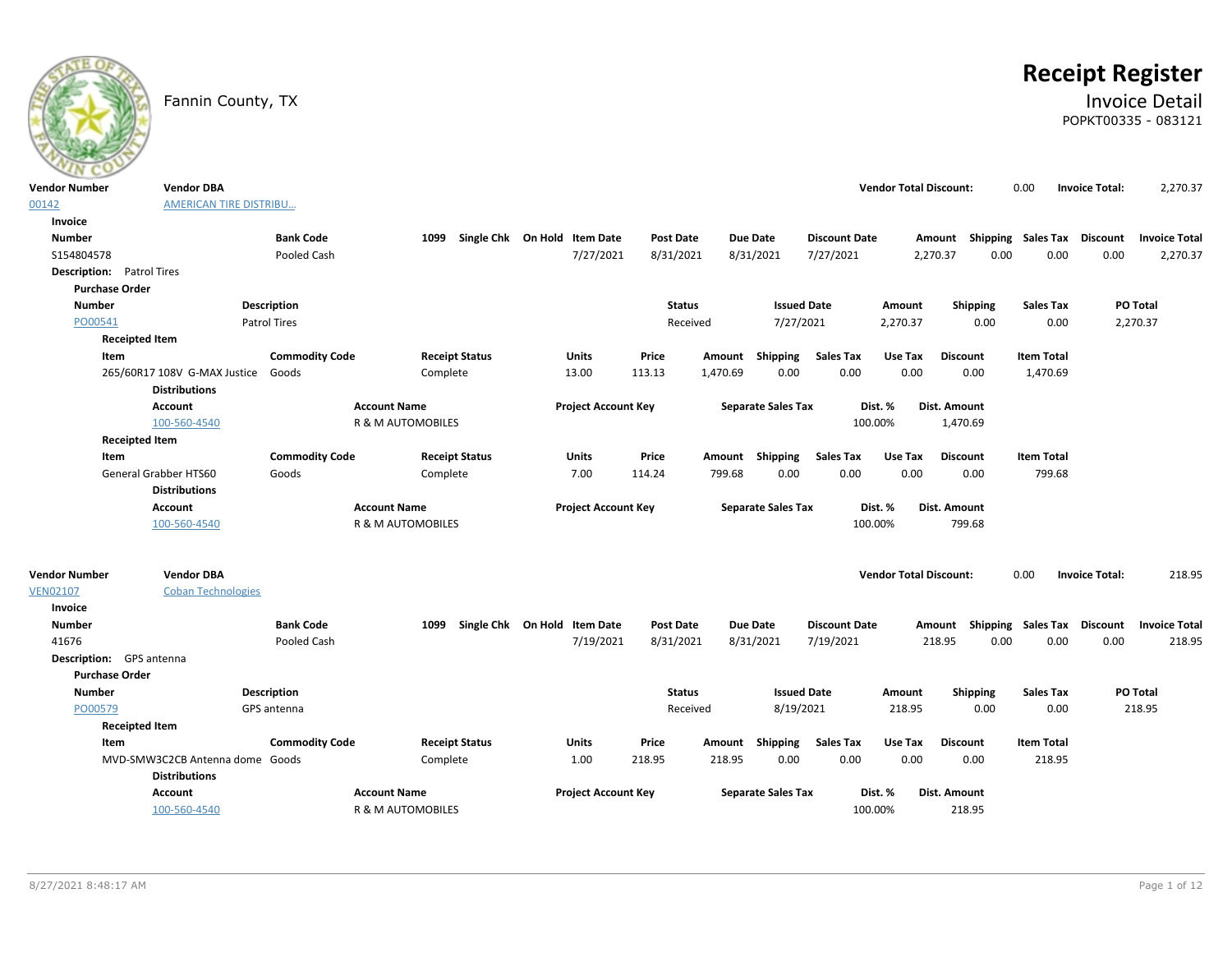# Receipt Register

Fannin County, TX

## Invoice Detail

POPKT00335 - 083121

| Vendor Number | Vendor DBA | Vendor Total Discount: | Invoice Total: |
|---|---|---|---|
| 00142 | AMERICAN TIRE DISTRIBU... | 0.00 | 2,270.37 |

**Invoice**

| Number | Bank Code | 1099 | Single Chk | On Hold | Item Date | Post Date | Due Date | Discount Date | Amount | Shipping | Sales Tax | Discount | Invoice Total |
|---|---|---|---|---|---|---|---|---|---|---|---|---|---|
| S154804578 | Pooled Cash | | | | 7/27/2021 | 8/31/2021 | 8/31/2021 | 7/27/2021 | 2,270.37 | 0.00 | 0.00 | 0.00 | 2,270.37 |

**Description:** Patrol Tires

**Purchase Order**

| Number | Description | Status | Issued Date | Amount | Shipping | Sales Tax | PO Total |
|---|---|---|---|---|---|---|---|
| PO00541 | Patrol Tires | Received | 7/27/2021 | 2,270.37 | 0.00 | 0.00 | 2,270.37 |

**Receipted Item**

| Item | Commodity Code | Receipt Status | Units | Price | Amount | Shipping | Sales Tax | Use Tax | Discount | Item Total |
|---|---|---|---|---|---|---|---|---|---|---|
| 265/60R17 108V G-MAX Justice | Goods | Complete | 13.00 | 113.13 | 1,470.69 | 0.00 | 0.00 | 0.00 | 0.00 | 1,470.69 |

**Distributions**

| Account | Account Name | Project Account Key | Separate Sales Tax | Dist. % | Dist. Amount |
|---|---|---|---|---|---|
| 100-560-4540 | R & M AUTOMOBILES | | | 100.00% | 1,470.69 |

**Receipted Item**

| Item | Commodity Code | Receipt Status | Units | Price | Amount | Shipping | Sales Tax | Use Tax | Discount | Item Total |
|---|---|---|---|---|---|---|---|---|---|---|
| General Grabber HTS60 | Goods | Complete | 7.00 | 114.24 | 799.68 | 0.00 | 0.00 | 0.00 | 0.00 | 799.68 |

**Distributions**

| Account | Account Name | Project Account Key | Separate Sales Tax | Dist. % | Dist. Amount |
|---|---|---|---|---|---|
| 100-560-4540 | R & M AUTOMOBILES | | | 100.00% | 799.68 |

| Vendor Number | Vendor DBA | Vendor Total Discount: | Invoice Total: |
|---|---|---|---|
| VEN02107 | Coban Technologies | 0.00 | 218.95 |

**Invoice**

| Number | Bank Code | 1099 | Single Chk | On Hold | Item Date | Post Date | Due Date | Discount Date | Amount | Shipping | Sales Tax | Discount | Invoice Total |
|---|---|---|---|---|---|---|---|---|---|---|---|---|---|
| 41676 | Pooled Cash | | | | 7/19/2021 | 8/31/2021 | 8/31/2021 | 7/19/2021 | 218.95 | 0.00 | 0.00 | 0.00 | 218.95 |

**Description:** GPS antenna

**Purchase Order**

| Number | Description | Status | Issued Date | Amount | Shipping | Sales Tax | PO Total |
|---|---|---|---|---|---|---|---|
| PO00579 | GPS antenna | Received | 8/19/2021 | 218.95 | 0.00 | 0.00 | 218.95 |

**Receipted Item**

| Item | Commodity Code | Receipt Status | Units | Price | Amount | Shipping | Sales Tax | Use Tax | Discount | Item Total |
|---|---|---|---|---|---|---|---|---|---|---|
| MVD-SMW3C2CB Antenna dome | Goods | Complete | 1.00 | 218.95 | 218.95 | 0.00 | 0.00 | 0.00 | 0.00 | 218.95 |

**Distributions**

| Account | Account Name | Project Account Key | Separate Sales Tax | Dist. % | Dist. Amount |
|---|---|---|---|---|---|
| 100-560-4540 | R & M AUTOMOBILES | | | 100.00% | 218.95 |

8/27/2021 8:48:17 AM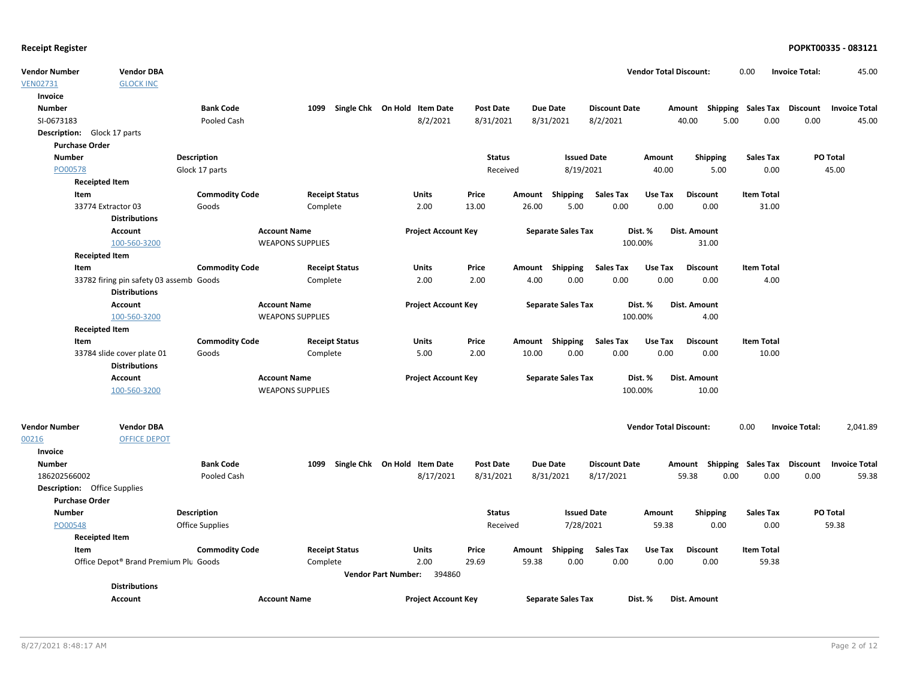## Receipt Register

**POPKT00335 - 083121**

| Vendor Number | Vendor DBA | Vendor Total Discount: | 0.00 | Invoice Total: | 45.00 |
|---|---|---|---|---|---|
| VEN02731 | GLOCK INC | | | | |

**Invoice**

| Number | Bank Code | 1099 | Single Chk | On Hold | Item Date | Post Date | Due Date | Discount Date | Amount | Shipping | Sales Tax | Discount | Invoice Total |
|---|---|---|---|---|---|---|---|---|---|---|---|---|---|
| SI-0673183 | Pooled Cash | | | | 8/2/2021 | 8/31/2021 | 8/31/2021 | 8/2/2021 | 40.00 | 5.00 | 0.00 | 0.00 | 45.00 |

**Description:** Glock 17 parts

**Purchase Order**

| Number | Description | Status | Issued Date | Amount | Shipping | Sales Tax | PO Total |
|---|---|---|---|---|---|---|---|
| PO00578 | Glock 17 parts | Received | 8/19/2021 | 40.00 | 5.00 | 0.00 | 45.00 |

**Receipted Item**

| Item | Commodity Code | Receipt Status | Units | Price | Amount | Shipping | Sales Tax | Use Tax | Discount | Item Total |
|---|---|---|---|---|---|---|---|---|---|---|
| 33774 Extractor 03 | Goods | Complete | 2.00 | 13.00 | 26.00 | 5.00 | 0.00 | 0.00 | 0.00 | 31.00 |

**Distributions**

| Account | Account Name | Project Account Key | Separate Sales Tax | Dist. % | Dist. Amount |
|---|---|---|---|---|---|
| 100-560-3200 | WEAPONS SUPPLIES | | | 100.00% | 31.00 |

**Receipted Item**

| Item | Commodity Code | Receipt Status | Units | Price | Amount | Shipping | Sales Tax | Use Tax | Discount | Item Total |
|---|---|---|---|---|---|---|---|---|---|---|
| 33782 firing pin safety 03 assemb | Goods | Complete | 2.00 | 2.00 | 4.00 | 0.00 | 0.00 | 0.00 | 0.00 | 4.00 |

**Distributions**

| Account | Account Name | Project Account Key | Separate Sales Tax | Dist. % | Dist. Amount |
|---|---|---|---|---|---|
| 100-560-3200 | WEAPONS SUPPLIES | | | 100.00% | 4.00 |

**Receipted Item**

| Item | Commodity Code | Receipt Status | Units | Price | Amount | Shipping | Sales Tax | Use Tax | Discount | Item Total |
|---|---|---|---|---|---|---|---|---|---|---|
| 33784 slide cover plate 01 | Goods | Complete | 5.00 | 2.00 | 10.00 | 0.00 | 0.00 | 0.00 | 0.00 | 10.00 |

**Distributions**

| Account | Account Name | Project Account Key | Separate Sales Tax | Dist. % | Dist. Amount |
|---|---|---|---|---|---|
| 100-560-3200 | WEAPONS SUPPLIES | | | 100.00% | 10.00 |

| Vendor Number | Vendor DBA | Vendor Total Discount: | 0.00 | Invoice Total: | 2,041.89 |
|---|---|---|---|---|---|
| 00216 | OFFICE DEPOT | | | | |

**Invoice**

| Number | Bank Code | 1099 | Single Chk | On Hold | Item Date | Post Date | Due Date | Discount Date | Amount | Shipping | Sales Tax | Discount | Invoice Total |
|---|---|---|---|---|---|---|---|---|---|---|---|---|---|
| 186202566002 | Pooled Cash | | | | 8/17/2021 | 8/31/2021 | 8/31/2021 | 8/17/2021 | 59.38 | 0.00 | 0.00 | 0.00 | 59.38 |

**Description:** Office Supplies

**Purchase Order**

| Number | Description | Status | Issued Date | Amount | Shipping | Sales Tax | PO Total |
|---|---|---|---|---|---|---|---|
| PO00548 | Office Supplies | Received | 7/28/2021 | 59.38 | 0.00 | 0.00 | 59.38 |

**Receipted Item**

| Item | Commodity Code | Receipt Status | Units | Price | Amount | Shipping | Sales Tax | Use Tax | Discount | Item Total |
|---|---|---|---|---|---|---|---|---|---|---|
| Office Depot® Brand Premium Plu | Goods | Complete | 2.00 | 29.69 | 59.38 | 0.00 | 0.00 | 0.00 | 0.00 | 59.38 |

**Vendor Part Number:** 394860

**Distributions**

| Account | Account Name | Project Account Key | Separate Sales Tax | Dist. % | Dist. Amount |
|---|---|---|---|---|---|

8/27/2021 8:48:17 AM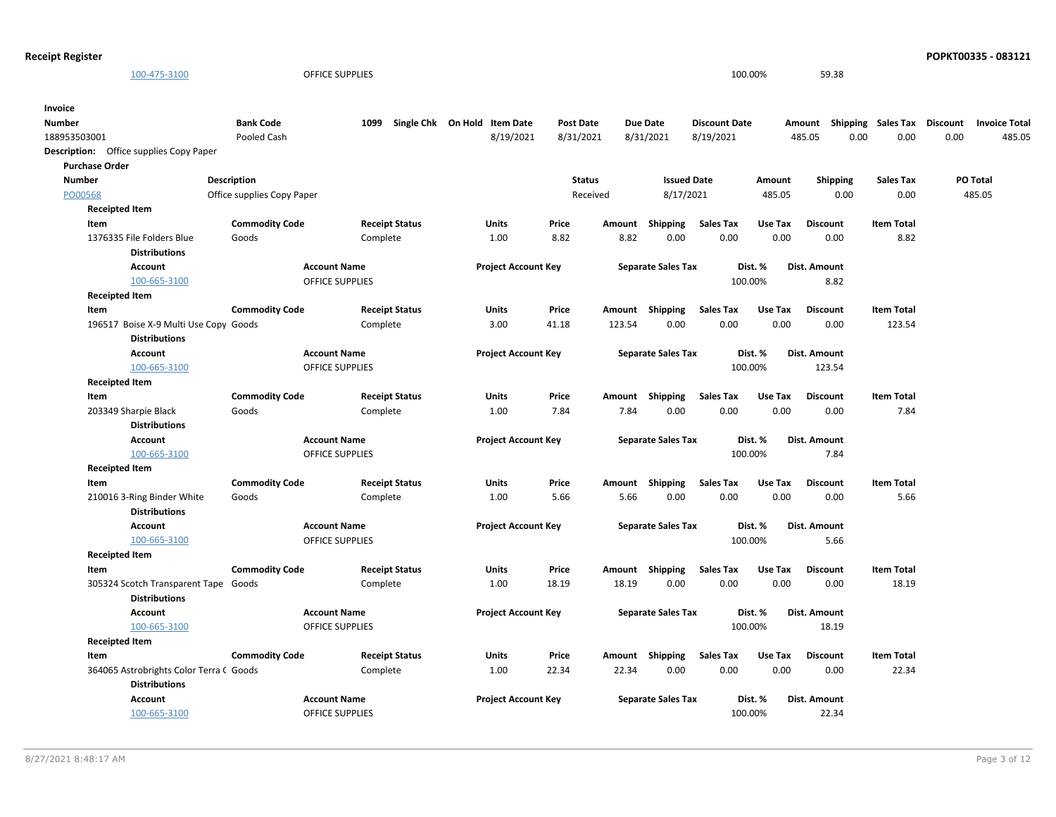| Account | Account Name | Project Account Key | Separate Sales Tax | Dist. % | Dist. Amount |
|---|---|---|---|---|---|
| 100-475-3100 | OFFICE SUPPLIES | | | 100.00% | 59.38 |

**Invoice**

| Number | Bank Code | 1099 | Single Chk | On Hold | Item Date | Post Date | Due Date | Discount Date | Amount | Shipping | Sales Tax | Discount | Invoice Total |
|---|---|---|---|---|---|---|---|---|---|---|---|---|---|
| 188953503001 | Pooled Cash | | | | 8/19/2021 | 8/31/2021 | 8/31/2021 | 8/19/2021 | 485.05 | 0.00 | 0.00 | 0.00 | 485.05 |

**Description:** Office supplies Copy Paper

**Purchase Order**

| Number | Description | Status | Issued Date | Amount | Shipping | Sales Tax | PO Total |
|---|---|---|---|---|---|---|---|
| PO00568 | Office supplies Copy Paper | Received | 8/17/2021 | 485.05 | 0.00 | 0.00 | 485.05 |

**Receipted Item**

| Item | Commodity Code | Receipt Status | Units | Price | Amount | Shipping | Sales Tax | Use Tax | Discount | Item Total |
|---|---|---|---|---|---|---|---|---|---|---|
| 1376335 File Folders Blue | Goods | Complete | 1.00 | 8.82 | 8.82 | 0.00 | 0.00 | 0.00 | 0.00 | 8.82 |

**Distributions**

| Account | Account Name | Project Account Key | Separate Sales Tax | Dist. % | Dist. Amount |
|---|---|---|---|---|---|
| 100-665-3100 | OFFICE SUPPLIES | | | 100.00% | 8.82 |

**Receipted Item**

| Item | Commodity Code | Receipt Status | Units | Price | Amount | Shipping | Sales Tax | Use Tax | Discount | Item Total |
|---|---|---|---|---|---|---|---|---|---|---|
| 196517 Boise X-9 Multi Use Copy | Goods | Complete | 3.00 | 41.18 | 123.54 | 0.00 | 0.00 | 0.00 | 0.00 | 123.54 |

**Distributions**

| Account | Account Name | Project Account Key | Separate Sales Tax | Dist. % | Dist. Amount |
|---|---|---|---|---|---|
| 100-665-3100 | OFFICE SUPPLIES | | | 100.00% | 123.54 |

**Receipted Item**

| Item | Commodity Code | Receipt Status | Units | Price | Amount | Shipping | Sales Tax | Use Tax | Discount | Item Total |
|---|---|---|---|---|---|---|---|---|---|---|
| 203349 Sharpie Black | Goods | Complete | 1.00 | 7.84 | 7.84 | 0.00 | 0.00 | 0.00 | 0.00 | 7.84 |

**Distributions**

| Account | Account Name | Project Account Key | Separate Sales Tax | Dist. % | Dist. Amount |
|---|---|---|---|---|---|
| 100-665-3100 | OFFICE SUPPLIES | | | 100.00% | 7.84 |

**Receipted Item**

| Item | Commodity Code | Receipt Status | Units | Price | Amount | Shipping | Sales Tax | Use Tax | Discount | Item Total |
|---|---|---|---|---|---|---|---|---|---|---|
| 210016 3-Ring Binder White | Goods | Complete | 1.00 | 5.66 | 5.66 | 0.00 | 0.00 | 0.00 | 0.00 | 5.66 |

**Distributions**

| Account | Account Name | Project Account Key | Separate Sales Tax | Dist. % | Dist. Amount |
|---|---|---|---|---|---|
| 100-665-3100 | OFFICE SUPPLIES | | | 100.00% | 5.66 |

**Receipted Item**

| Item | Commodity Code | Receipt Status | Units | Price | Amount | Shipping | Sales Tax | Use Tax | Discount | Item Total |
|---|---|---|---|---|---|---|---|---|---|---|
| 305324 Scotch Transparent Tape | Goods | Complete | 1.00 | 18.19 | 18.19 | 0.00 | 0.00 | 0.00 | 0.00 | 18.19 |

**Distributions**

| Account | Account Name | Project Account Key | Separate Sales Tax | Dist. % | Dist. Amount |
|---|---|---|---|---|---|
| 100-665-3100 | OFFICE SUPPLIES | | | 100.00% | 18.19 |

**Receipted Item**

| Item | Commodity Code | Receipt Status | Units | Price | Amount | Shipping | Sales Tax | Use Tax | Discount | Item Total |
|---|---|---|---|---|---|---|---|---|---|---|
| 364065 Astrobrights Color Terra C | Goods | Complete | 1.00 | 22.34 | 22.34 | 0.00 | 0.00 | 0.00 | 0.00 | 22.34 |

**Distributions**

| Account | Account Name | Project Account Key | Separate Sales Tax | Dist. % | Dist. Amount |
|---|---|---|---|---|---|
| 100-665-3100 | OFFICE SUPPLIES | | | 100.00% | 22.34 |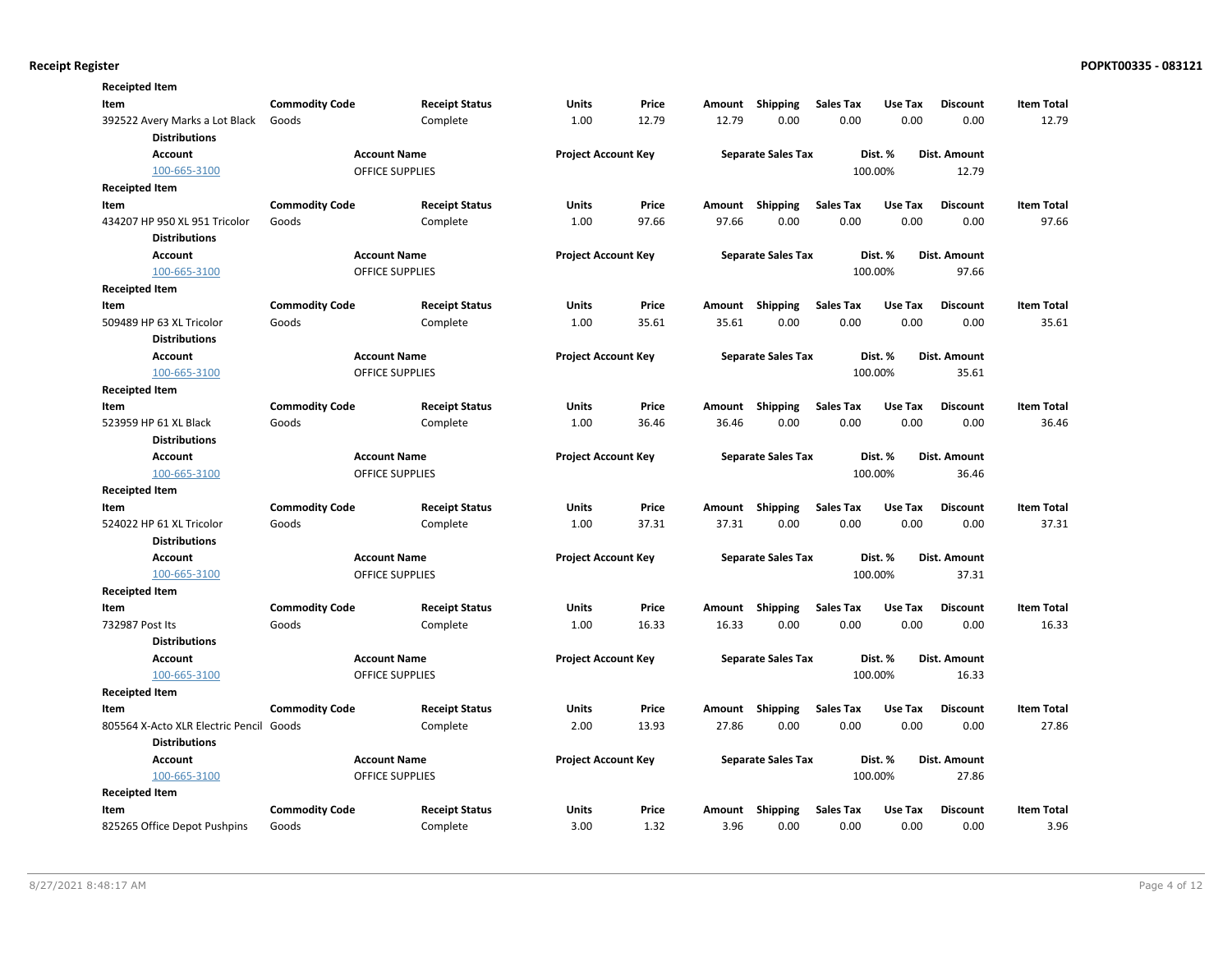**Receipt Register** **POPKT00335 - 083121**

**Receipted Item**

| Item | Commodity Code | Receipt Status | Units | Price | Amount | Shipping | Sales Tax | Use Tax | Discount | Item Total |
|---|---|---|---|---|---|---|---|---|---|---|
| 392522 Avery Marks a Lot Black | Goods | Complete | 1.00 | 12.79 | 12.79 | 0.00 | 0.00 | 0.00 | 0.00 | 12.79 |

**Distributions**

| Account | Account Name | Project Account Key | Separate Sales Tax | Dist. % | Dist. Amount |
|---|---|---|---|---|---|
| 100-665-3100 | OFFICE SUPPLIES | | | 100.00% | 12.79 |

**Receipted Item**

| Item | Commodity Code | Receipt Status | Units | Price | Amount | Shipping | Sales Tax | Use Tax | Discount | Item Total |
|---|---|---|---|---|---|---|---|---|---|---|
| 434207 HP 950 XL 951 Tricolor | Goods | Complete | 1.00 | 97.66 | 97.66 | 0.00 | 0.00 | 0.00 | 0.00 | 97.66 |

**Distributions**

| Account | Account Name | Project Account Key | Separate Sales Tax | Dist. % | Dist. Amount |
|---|---|---|---|---|---|
| 100-665-3100 | OFFICE SUPPLIES | | | 100.00% | 97.66 |

**Receipted Item**

| Item | Commodity Code | Receipt Status | Units | Price | Amount | Shipping | Sales Tax | Use Tax | Discount | Item Total |
|---|---|---|---|---|---|---|---|---|---|---|
| 509489 HP 63 XL Tricolor | Goods | Complete | 1.00 | 35.61 | 35.61 | 0.00 | 0.00 | 0.00 | 0.00 | 35.61 |

**Distributions**

| Account | Account Name | Project Account Key | Separate Sales Tax | Dist. % | Dist. Amount |
|---|---|---|---|---|---|
| 100-665-3100 | OFFICE SUPPLIES | | | 100.00% | 35.61 |

**Receipted Item**

| Item | Commodity Code | Receipt Status | Units | Price | Amount | Shipping | Sales Tax | Use Tax | Discount | Item Total |
|---|---|---|---|---|---|---|---|---|---|---|
| 523959 HP 61 XL Black | Goods | Complete | 1.00 | 36.46 | 36.46 | 0.00 | 0.00 | 0.00 | 0.00 | 36.46 |

**Distributions**

| Account | Account Name | Project Account Key | Separate Sales Tax | Dist. % | Dist. Amount |
|---|---|---|---|---|---|
| 100-665-3100 | OFFICE SUPPLIES | | | 100.00% | 36.46 |

**Receipted Item**

| Item | Commodity Code | Receipt Status | Units | Price | Amount | Shipping | Sales Tax | Use Tax | Discount | Item Total |
|---|---|---|---|---|---|---|---|---|---|---|
| 524022 HP 61 XL Tricolor | Goods | Complete | 1.00 | 37.31 | 37.31 | 0.00 | 0.00 | 0.00 | 0.00 | 37.31 |

**Distributions**

| Account | Account Name | Project Account Key | Separate Sales Tax | Dist. % | Dist. Amount |
|---|---|---|---|---|---|
| 100-665-3100 | OFFICE SUPPLIES | | | 100.00% | 37.31 |

**Receipted Item**

| Item | Commodity Code | Receipt Status | Units | Price | Amount | Shipping | Sales Tax | Use Tax | Discount | Item Total |
|---|---|---|---|---|---|---|---|---|---|---|
| 732987 Post Its | Goods | Complete | 1.00 | 16.33 | 16.33 | 0.00 | 0.00 | 0.00 | 0.00 | 16.33 |

**Distributions**

| Account | Account Name | Project Account Key | Separate Sales Tax | Dist. % | Dist. Amount |
|---|---|---|---|---|---|
| 100-665-3100 | OFFICE SUPPLIES | | | 100.00% | 16.33 |

**Receipted Item**

| Item | Commodity Code | Receipt Status | Units | Price | Amount | Shipping | Sales Tax | Use Tax | Discount | Item Total |
|---|---|---|---|---|---|---|---|---|---|---|
| 805564 X-Acto XLR Electric Pencil | Goods | Complete | 2.00 | 13.93 | 27.86 | 0.00 | 0.00 | 0.00 | 0.00 | 27.86 |

**Distributions**

| Account | Account Name | Project Account Key | Separate Sales Tax | Dist. % | Dist. Amount |
|---|---|---|---|---|---|
| 100-665-3100 | OFFICE SUPPLIES | | | 100.00% | 27.86 |

**Receipted Item**

| Item | Commodity Code | Receipt Status | Units | Price | Amount | Shipping | Sales Tax | Use Tax | Discount | Item Total |
|---|---|---|---|---|---|---|---|---|---|---|
| 825265 Office Depot Pushpins | Goods | Complete | 3.00 | 1.32 | 3.96 | 0.00 | 0.00 | 0.00 | 0.00 | 3.96 |

8/27/2021 8:48:17 AM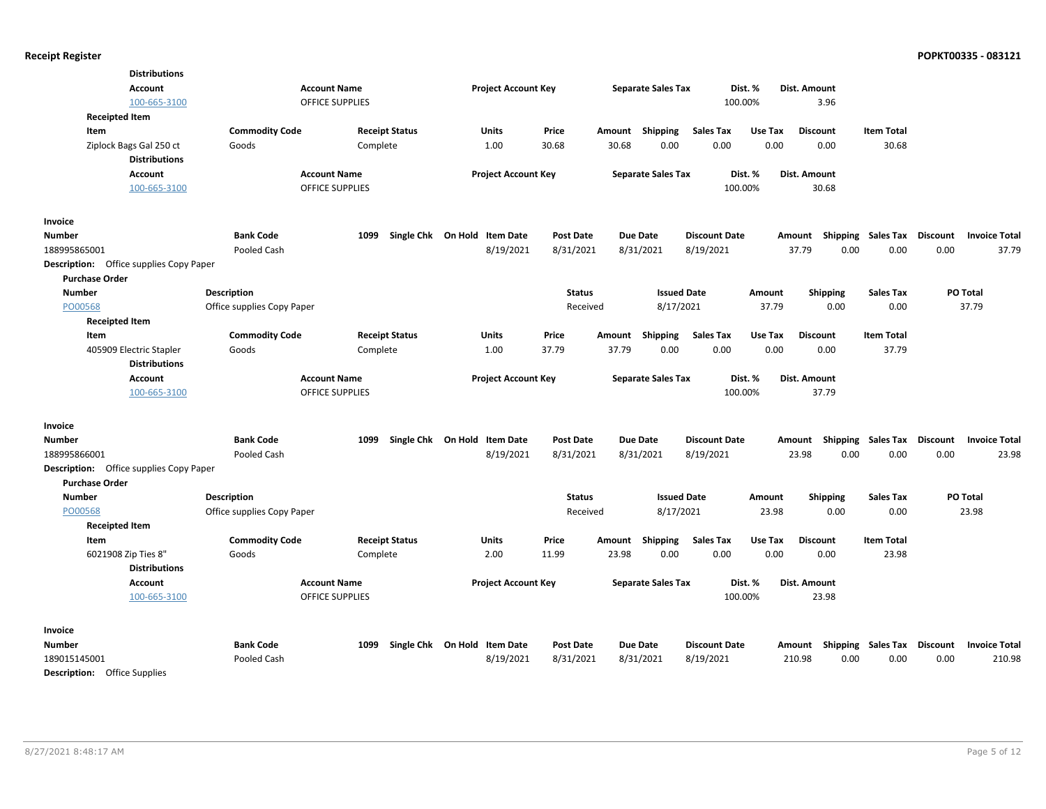**Distributions**

| Account | Account Name | Project Account Key | Separate Sales Tax | Dist. % | Dist. Amount |
|---|---|---|---|---|---|
| 100-665-3100 | OFFICE SUPPLIES | | | 100.00% | 3.96 |

**Receipted Item**

| Item | Commodity Code | Receipt Status | Units | Price | Amount | Shipping | Sales Tax | Use Tax | Discount | Item Total |
|---|---|---|---|---|---|---|---|---|---|---|
| Ziplock Bags Gal 250 ct | Goods | Complete | 1.00 | 30.68 | 30.68 | 0.00 | 0.00 | 0.00 | 0.00 | 30.68 |

**Distributions**

| Account | Account Name | Project Account Key | Separate Sales Tax | Dist. % | Dist. Amount |
|---|---|---|---|---|---|
| 100-665-3100 | OFFICE SUPPLIES | | | 100.00% | 30.68 |

**Invoice**

| Number | Bank Code | 1099 | Single Chk | On Hold | Item Date | Post Date | Due Date | Discount Date | Amount | Shipping | Sales Tax | Discount | Invoice Total |
|---|---|---|---|---|---|---|---|---|---|---|---|---|---|
| 188995865001 | Pooled Cash | | | | 8/19/2021 | 8/31/2021 | 8/31/2021 | 8/19/2021 | 37.79 | 0.00 | 0.00 | 0.00 | 37.79 |

**Description:** Office supplies Copy Paper

**Purchase Order**

| Number | Description | Status | Issued Date | Amount | Shipping | Sales Tax | PO Total |
|---|---|---|---|---|---|---|---|
| PO00568 | Office supplies Copy Paper | Received | 8/17/2021 | 37.79 | 0.00 | 0.00 | 37.79 |

**Receipted Item**

| Item | Commodity Code | Receipt Status | Units | Price | Amount | Shipping | Sales Tax | Use Tax | Discount | Item Total |
|---|---|---|---|---|---|---|---|---|---|---|
| 405909 Electric Stapler | Goods | Complete | 1.00 | 37.79 | 37.79 | 0.00 | 0.00 | 0.00 | 0.00 | 37.79 |

**Distributions**

| Account | Account Name | Project Account Key | Separate Sales Tax | Dist. % | Dist. Amount |
|---|---|---|---|---|---|
| 100-665-3100 | OFFICE SUPPLIES | | | 100.00% | 37.79 |

**Invoice**

| Number | Bank Code | 1099 | Single Chk | On Hold | Item Date | Post Date | Due Date | Discount Date | Amount | Shipping | Sales Tax | Discount | Invoice Total |
|---|---|---|---|---|---|---|---|---|---|---|---|---|---|
| 188995866001 | Pooled Cash | | | | 8/19/2021 | 8/31/2021 | 8/31/2021 | 8/19/2021 | 23.98 | 0.00 | 0.00 | 0.00 | 23.98 |

**Description:** Office supplies Copy Paper

**Purchase Order**

| Number | Description | Status | Issued Date | Amount | Shipping | Sales Tax | PO Total |
|---|---|---|---|---|---|---|---|
| PO00568 | Office supplies Copy Paper | Received | 8/17/2021 | 23.98 | 0.00 | 0.00 | 23.98 |

**Receipted Item**

| Item | Commodity Code | Receipt Status | Units | Price | Amount | Shipping | Sales Tax | Use Tax | Discount | Item Total |
|---|---|---|---|---|---|---|---|---|---|---|
| 6021908 Zip Ties 8" | Goods | Complete | 2.00 | 11.99 | 23.98 | 0.00 | 0.00 | 0.00 | 0.00 | 23.98 |

**Distributions**

| Account | Account Name | Project Account Key | Separate Sales Tax | Dist. % | Dist. Amount |
|---|---|---|---|---|---|
| 100-665-3100 | OFFICE SUPPLIES | | | 100.00% | 23.98 |

**Invoice**

| Number | Bank Code | 1099 | Single Chk | On Hold | Item Date | Post Date | Due Date | Discount Date | Amount | Shipping | Sales Tax | Discount | Invoice Total |
|---|---|---|---|---|---|---|---|---|---|---|---|---|---|
| 189015145001 | Pooled Cash | | | | 8/19/2021 | 8/31/2021 | 8/31/2021 | 8/19/2021 | 210.98 | 0.00 | 0.00 | 0.00 | 210.98 |

**Description:** Office Supplies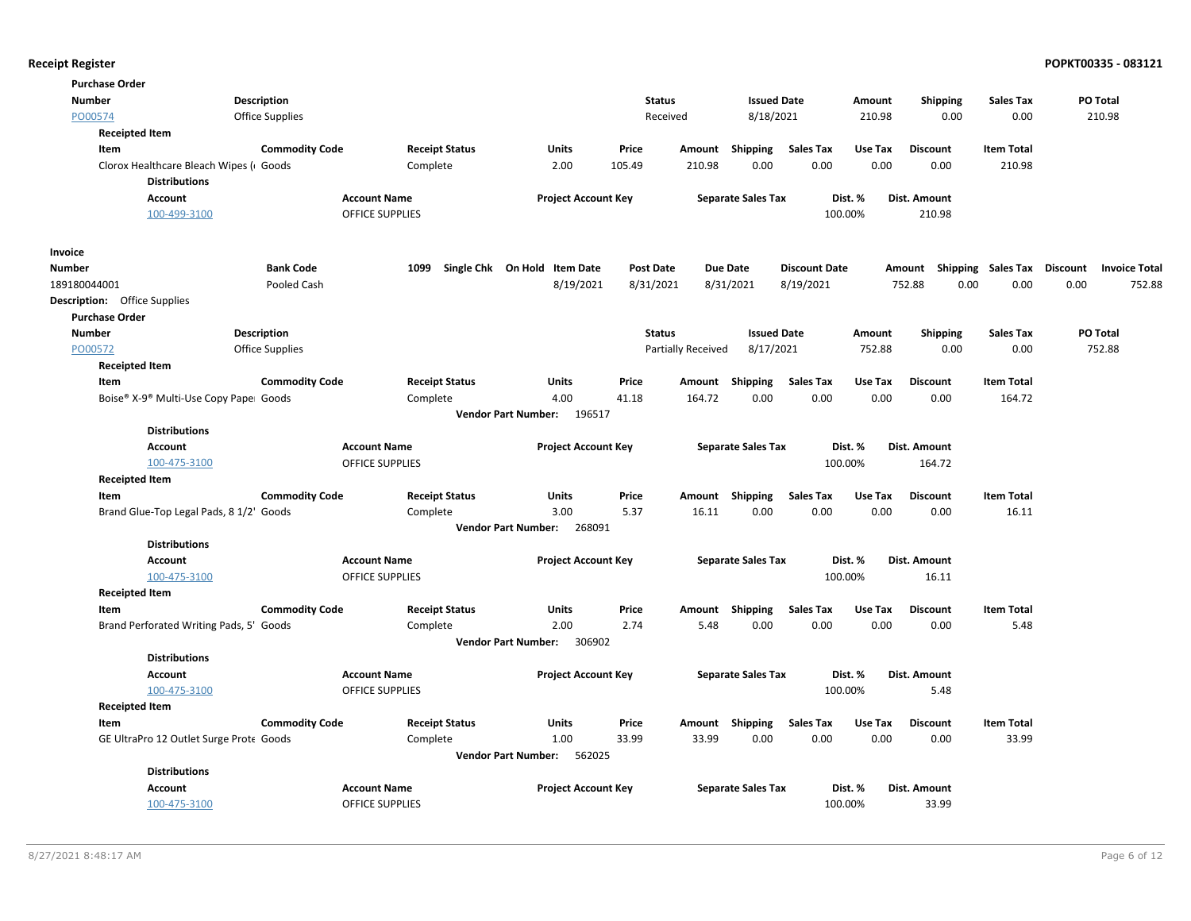**Purchase Order**

| Number | Description | Status | Issued Date | Amount | Shipping | Sales Tax | PO Total |
|---|---|---|---|---|---|---|---|
| PO00574 | Office Supplies | Received | 8/18/2021 | 210.98 | 0.00 | 0.00 | 210.98 |

**Receipted Item**

| Item | Commodity Code | Receipt Status | Units | Price | Amount | Shipping | Sales Tax | Use Tax | Discount | Item Total |
|---|---|---|---|---|---|---|---|---|---|---|
| Clorox Healthcare Bleach Wipes (( | Goods | Complete | 2.00 | 105.49 | 210.98 | 0.00 | 0.00 | 0.00 | 0.00 | 210.98 |

**Distributions**

| Account | Account Name | Project Account Key | Separate Sales Tax | Dist. % | Dist. Amount |
|---|---|---|---|---|---|
| 100-499-3100 | OFFICE SUPPLIES | | | 100.00% | 210.98 |

**Invoice**

| Number | Bank Code | 1099 | Single Chk | On Hold | Item Date | Post Date | Due Date | Discount Date | Amount | Shipping | Sales Tax | Discount | Invoice Total |
|---|---|---|---|---|---|---|---|---|---|---|---|---|---|
| 189180044001 | Pooled Cash | | | | 8/19/2021 | 8/31/2021 | 8/31/2021 | 8/19/2021 | 752.88 | 0.00 | 0.00 | 0.00 | 752.88 |

**Description:** Office Supplies

**Purchase Order**

| Number | Description | Status | Issued Date | Amount | Shipping | Sales Tax | PO Total |
|---|---|---|---|---|---|---|---|
| PO00572 | Office Supplies | Partially Received | 8/17/2021 | 752.88 | 0.00 | 0.00 | 752.88 |

**Receipted Item**

| Item | Commodity Code | Receipt Status | Units | Price | Amount | Shipping | Sales Tax | Use Tax | Discount | Item Total |
|---|---|---|---|---|---|---|---|---|---|---|
| Boise® X-9® Multi-Use Copy Paper | Goods | Complete | 4.00 | 41.18 | 164.72 | 0.00 | 0.00 | 0.00 | 0.00 | 164.72 |

Vendor Part Number: 196517

**Distributions**

| Account | Account Name | Project Account Key | Separate Sales Tax | Dist. % | Dist. Amount |
|---|---|---|---|---|---|
| 100-475-3100 | OFFICE SUPPLIES | | | 100.00% | 164.72 |

**Receipted Item**

| Item | Commodity Code | Receipt Status | Units | Price | Amount | Shipping | Sales Tax | Use Tax | Discount | Item Total |
|---|---|---|---|---|---|---|---|---|---|---|
| Brand Glue-Top Legal Pads, 8 1/2' | Goods | Complete | 3.00 | 5.37 | 16.11 | 0.00 | 0.00 | 0.00 | 0.00 | 16.11 |

Vendor Part Number: 268091

**Distributions**

| Account | Account Name | Project Account Key | Separate Sales Tax | Dist. % | Dist. Amount |
|---|---|---|---|---|---|
| 100-475-3100 | OFFICE SUPPLIES | | | 100.00% | 16.11 |

**Receipted Item**

| Item | Commodity Code | Receipt Status | Units | Price | Amount | Shipping | Sales Tax | Use Tax | Discount | Item Total |
|---|---|---|---|---|---|---|---|---|---|---|
| Brand Perforated Writing Pads, 5' | Goods | Complete | 2.00 | 2.74 | 5.48 | 0.00 | 0.00 | 0.00 | 0.00 | 5.48 |

Vendor Part Number: 306902

**Distributions**

| Account | Account Name | Project Account Key | Separate Sales Tax | Dist. % | Dist. Amount |
|---|---|---|---|---|---|
| 100-475-3100 | OFFICE SUPPLIES | | | 100.00% | 5.48 |

**Receipted Item**

| Item | Commodity Code | Receipt Status | Units | Price | Amount | Shipping | Sales Tax | Use Tax | Discount | Item Total |
|---|---|---|---|---|---|---|---|---|---|---|
| GE UltraPro 12 Outlet Surge Prote | Goods | Complete | 1.00 | 33.99 | 33.99 | 0.00 | 0.00 | 0.00 | 0.00 | 33.99 |

Vendor Part Number: 562025

**Distributions**

| Account | Account Name | Project Account Key | Separate Sales Tax | Dist. % | Dist. Amount |
|---|---|---|---|---|---|
| 100-475-3100 | OFFICE SUPPLIES | | | 100.00% | 33.99 |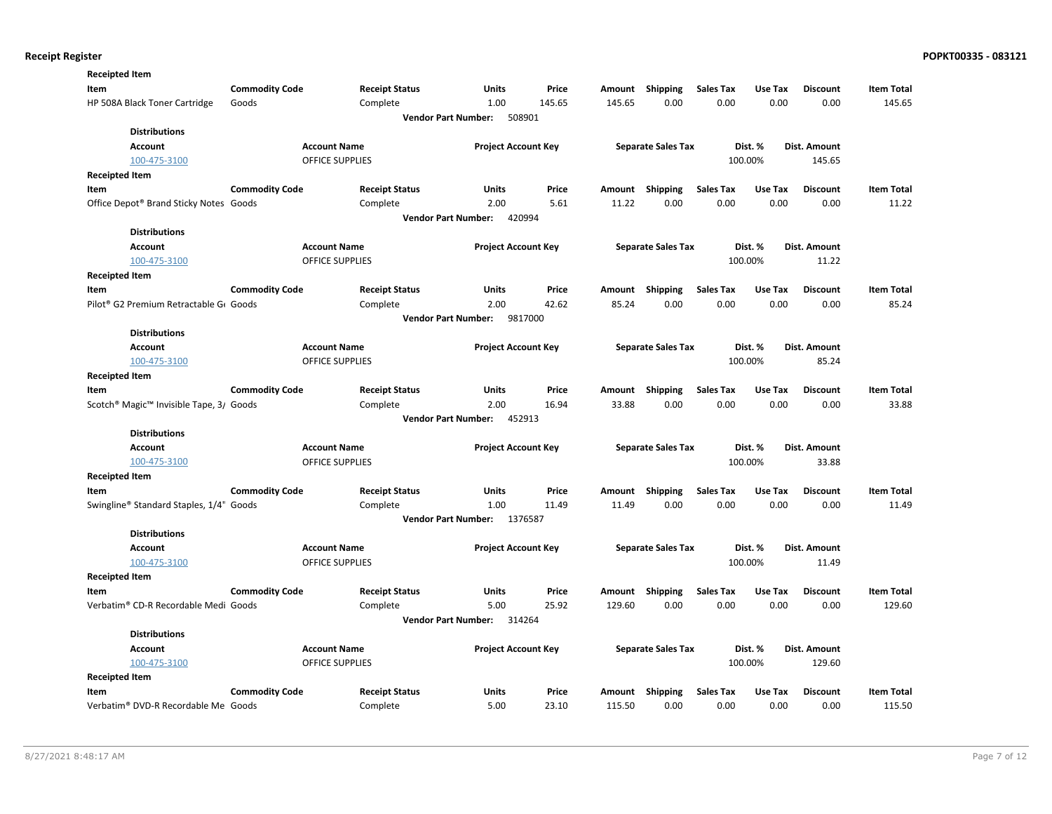**Receipt Register**

**Receipted Item**

| Item | Commodity Code | Receipt Status | Units | Price | Amount | Shipping | Sales Tax | Use Tax | Discount | Item Total |
|---|---|---|---|---|---|---|---|---|---|---|
| HP 508A Black Toner Cartridge | Goods | Complete | 1.00 | 145.65 | 145.65 | 0.00 | 0.00 | 0.00 | 0.00 | 145.65 |

**Vendor Part Number:** 508901

**Distributions**

| Account | Account Name | Project Account Key | Separate Sales Tax | Dist. % | Dist. Amount |
|---|---|---|---|---|---|
| 100-475-3100 | OFFICE SUPPLIES | | | 100.00% | 145.65 |

**Receipted Item**

| Item | Commodity Code | Receipt Status | Units | Price | Amount | Shipping | Sales Tax | Use Tax | Discount | Item Total |
|---|---|---|---|---|---|---|---|---|---|---|
| Office Depot® Brand Sticky Notes | Goods | Complete | 2.00 | 5.61 | 11.22 | 0.00 | 0.00 | 0.00 | 0.00 | 11.22 |

**Vendor Part Number:** 420994

**Distributions**

| Account | Account Name | Project Account Key | Separate Sales Tax | Dist. % | Dist. Amount |
|---|---|---|---|---|---|
| 100-475-3100 | OFFICE SUPPLIES | | | 100.00% | 11.22 |

**Receipted Item**

| Item | Commodity Code | Receipt Status | Units | Price | Amount | Shipping | Sales Tax | Use Tax | Discount | Item Total |
|---|---|---|---|---|---|---|---|---|---|---|
| Pilot® G2 Premium Retractable G | Goods | Complete | 2.00 | 42.62 | 85.24 | 0.00 | 0.00 | 0.00 | 0.00 | 85.24 |

**Vendor Part Number:** 9817000

**Distributions**

| Account | Account Name | Project Account Key | Separate Sales Tax | Dist. % | Dist. Amount |
|---|---|---|---|---|---|
| 100-475-3100 | OFFICE SUPPLIES | | | 100.00% | 85.24 |

**Receipted Item**

| Item | Commodity Code | Receipt Status | Units | Price | Amount | Shipping | Sales Tax | Use Tax | Discount | Item Total |
|---|---|---|---|---|---|---|---|---|---|---|
| Scotch® Magic™ Invisible Tape, 3/ | Goods | Complete | 2.00 | 16.94 | 33.88 | 0.00 | 0.00 | 0.00 | 0.00 | 33.88 |

**Vendor Part Number:** 452913

**Distributions**

| Account | Account Name | Project Account Key | Separate Sales Tax | Dist. % | Dist. Amount |
|---|---|---|---|---|---|
| 100-475-3100 | OFFICE SUPPLIES | | | 100.00% | 33.88 |

**Receipted Item**

| Item | Commodity Code | Receipt Status | Units | Price | Amount | Shipping | Sales Tax | Use Tax | Discount | Item Total |
|---|---|---|---|---|---|---|---|---|---|---|
| Swingline® Standard Staples, 1/4" | Goods | Complete | 1.00 | 11.49 | 11.49 | 0.00 | 0.00 | 0.00 | 0.00 | 11.49 |

**Vendor Part Number:** 1376587

**Distributions**

| Account | Account Name | Project Account Key | Separate Sales Tax | Dist. % | Dist. Amount |
|---|---|---|---|---|---|
| 100-475-3100 | OFFICE SUPPLIES | | | 100.00% | 11.49 |

**Receipted Item**

| Item | Commodity Code | Receipt Status | Units | Price | Amount | Shipping | Sales Tax | Use Tax | Discount | Item Total |
|---|---|---|---|---|---|---|---|---|---|---|
| Verbatim® CD-R Recordable Medi | Goods | Complete | 5.00 | 25.92 | 129.60 | 0.00 | 0.00 | 0.00 | 0.00 | 129.60 |

**Vendor Part Number:** 314264

**Distributions**

| Account | Account Name | Project Account Key | Separate Sales Tax | Dist. % | Dist. Amount |
|---|---|---|---|---|---|
| 100-475-3100 | OFFICE SUPPLIES | | | 100.00% | 129.60 |

**Receipted Item**

| Item | Commodity Code | Receipt Status | Units | Price | Amount | Shipping | Sales Tax | Use Tax | Discount | Item Total |
|---|---|---|---|---|---|---|---|---|---|---|
| Verbatim® DVD-R Recordable Me | Goods | Complete | 5.00 | 23.10 | 115.50 | 0.00 | 0.00 | 0.00 | 0.00 | 115.50 |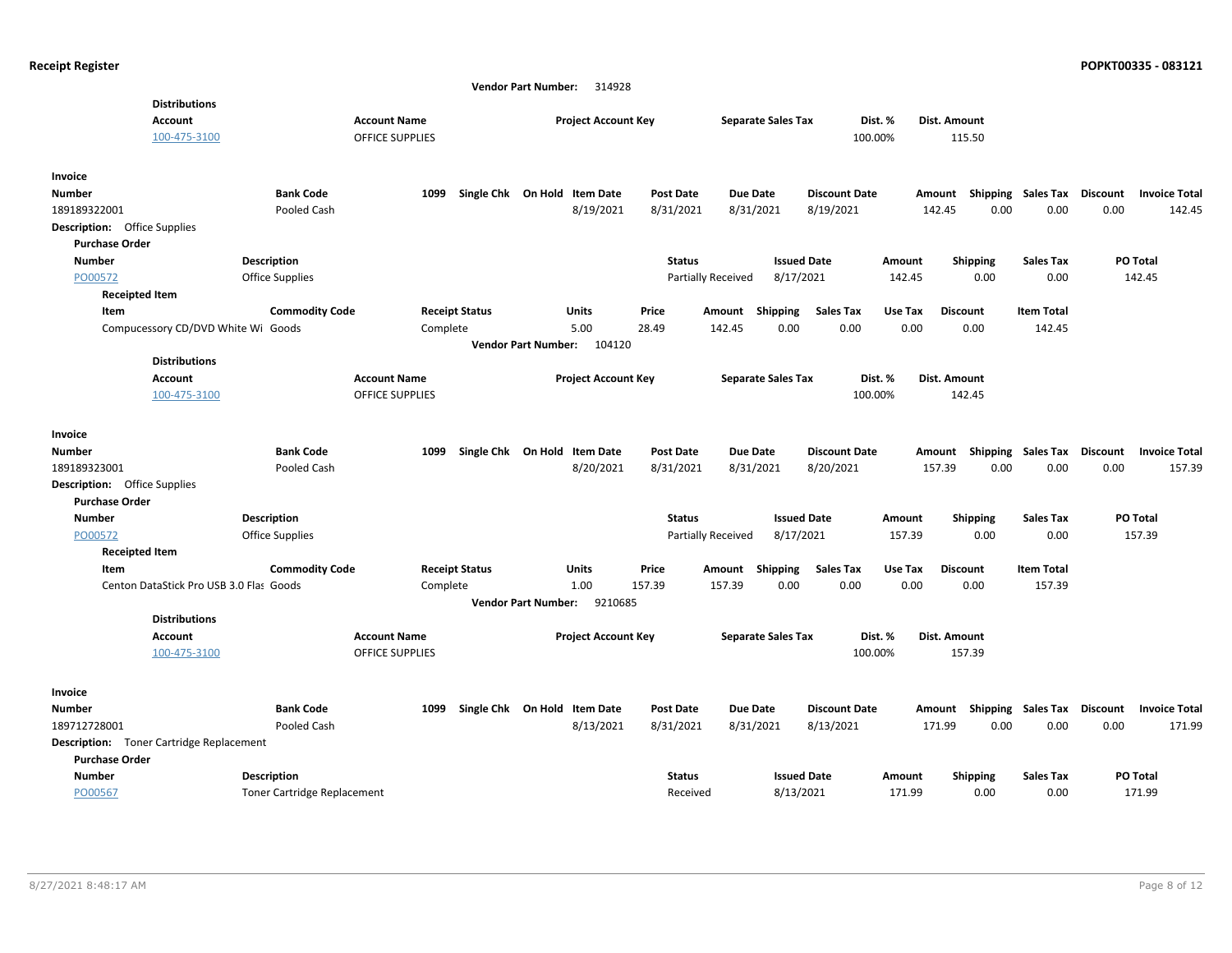**Vendor Part Number:** 314928

**Distributions**

| Account | Account Name | Project Account Key | Separate Sales Tax | Dist. % | Dist. Amount |
|---|---|---|---|---|---|
| 100-475-3100 | OFFICE SUPPLIES | | | 100.00% | 115.50 |

**Invoice**

| Number | Bank Code | 1099 | Single Chk | On Hold | Item Date | Post Date | Due Date | Discount Date | Amount | Shipping | Sales Tax | Discount | Invoice Total |
|---|---|---|---|---|---|---|---|---|---|---|---|---|---|
| 189189322001 | Pooled Cash | | | | 8/19/2021 | 8/31/2021 | 8/31/2021 | 8/19/2021 | 142.45 | 0.00 | 0.00 | 0.00 | 142.45 |

**Description:** Office Supplies

**Purchase Order**

| Number | Description | Status | Issued Date | Amount | Shipping | Sales Tax | PO Total |
|---|---|---|---|---|---|---|---|
| PO00572 | Office Supplies | Partially Received | 8/17/2021 | 142.45 | 0.00 | 0.00 | 142.45 |

**Receipted Item**

| Item | Commodity Code | Receipt Status | Units | Price | Amount | Shipping | Sales Tax | Use Tax | Discount | Item Total |
|---|---|---|---|---|---|---|---|---|---|---|
| Compucessory CD/DVD White Wi | Goods | Complete | 5.00 | 28.49 | 142.45 | 0.00 | 0.00 | 0.00 | 0.00 | 142.45 |

**Vendor Part Number:** 104120

**Distributions**

| Account | Account Name | Project Account Key | Separate Sales Tax | Dist. % | Dist. Amount |
|---|---|---|---|---|---|
| 100-475-3100 | OFFICE SUPPLIES | | | 100.00% | 142.45 |

**Invoice**

| Number | Bank Code | 1099 | Single Chk | On Hold | Item Date | Post Date | Due Date | Discount Date | Amount | Shipping | Sales Tax | Discount | Invoice Total |
|---|---|---|---|---|---|---|---|---|---|---|---|---|---|
| 189189323001 | Pooled Cash | | | | 8/20/2021 | 8/31/2021 | 8/31/2021 | 8/20/2021 | 157.39 | 0.00 | 0.00 | 0.00 | 157.39 |

**Description:** Office Supplies

**Purchase Order**

| Number | Description | Status | Issued Date | Amount | Shipping | Sales Tax | PO Total |
|---|---|---|---|---|---|---|---|
| PO00572 | Office Supplies | Partially Received | 8/17/2021 | 157.39 | 0.00 | 0.00 | 157.39 |

**Receipted Item**

| Item | Commodity Code | Receipt Status | Units | Price | Amount | Shipping | Sales Tax | Use Tax | Discount | Item Total |
|---|---|---|---|---|---|---|---|---|---|---|
| Centon DataStick Pro USB 3.0 Flas | Goods | Complete | 1.00 | 157.39 | 157.39 | 0.00 | 0.00 | 0.00 | 0.00 | 157.39 |

**Vendor Part Number:** 9210685

**Distributions**

| Account | Account Name | Project Account Key | Separate Sales Tax | Dist. % | Dist. Amount |
|---|---|---|---|---|---|
| 100-475-3100 | OFFICE SUPPLIES | | | 100.00% | 157.39 |

**Invoice**

| Number | Bank Code | 1099 | Single Chk | On Hold | Item Date | Post Date | Due Date | Discount Date | Amount | Shipping | Sales Tax | Discount | Invoice Total |
|---|---|---|---|---|---|---|---|---|---|---|---|---|---|
| 189712728001 | Pooled Cash | | | | 8/13/2021 | 8/31/2021 | 8/31/2021 | 8/13/2021 | 171.99 | 0.00 | 0.00 | 0.00 | 171.99 |

**Description:** Toner Cartridge Replacement

**Purchase Order**

| Number | Description | Status | Issued Date | Amount | Shipping | Sales Tax | PO Total |
|---|---|---|---|---|---|---|---|
| PO00567 | Toner Cartridge Replacement | Received | 8/13/2021 | 171.99 | 0.00 | 0.00 | 171.99 |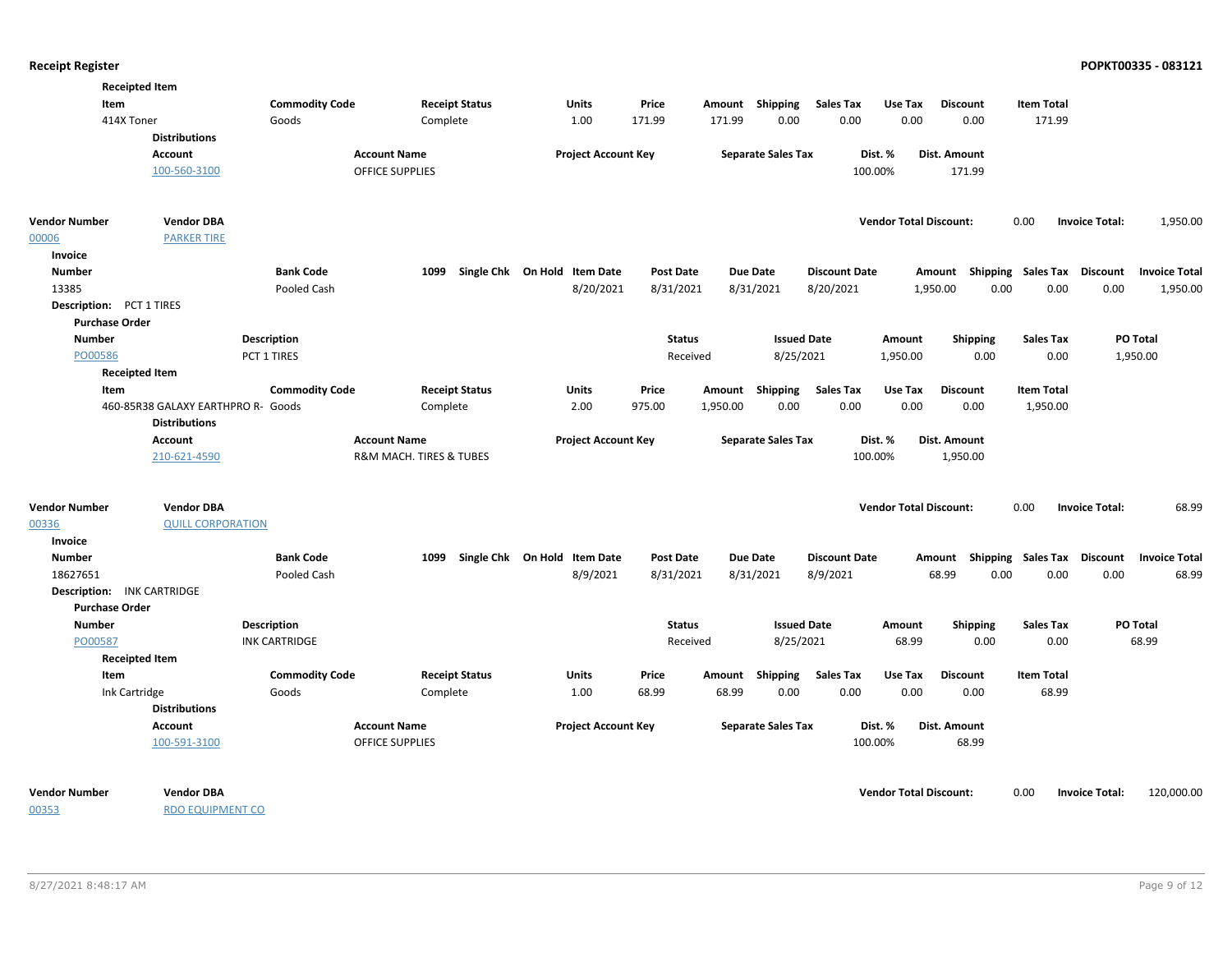**Receipted Item**

| Item | Commodity Code | Receipt Status | Units | Price | Amount | Shipping | Sales Tax | Use Tax | Discount | Item Total |
|---|---|---|---|---|---|---|---|---|---|---|
| 414X Toner | Goods | Complete | 1.00 | 171.99 | 171.99 | 0.00 | 0.00 | 0.00 | 0.00 | 171.99 |

**Distributions**

| Account | Account Name | Project Account Key | Separate Sales Tax | Dist. % | Dist. Amount |
|---|---|---|---|---|---|
| 100-560-3100 | OFFICE SUPPLIES | | | 100.00% | 171.99 |

| Vendor Number | Vendor DBA | Vendor Total Discount: | 0.00 | Invoice Total: | 1,950.00 |
|---|---|---|---|---|---|
| 00006 | PARKER TIRE | | | | |

**Invoice**

| Number | Bank Code | 1099 | Single Chk | On Hold | Item Date | Post Date | Due Date | Discount Date | Amount | Shipping | Sales Tax | Discount | Invoice Total |
|---|---|---|---|---|---|---|---|---|---|---|---|---|---|
| 13385 | Pooled Cash | | | | 8/20/2021 | 8/31/2021 | 8/31/2021 | 8/20/2021 | 1,950.00 | 0.00 | 0.00 | 0.00 | 1,950.00 |

**Description:** PCT 1 TIRES

**Purchase Order**

| Number | Description | Status | Issued Date | Amount | Shipping | Sales Tax | PO Total |
|---|---|---|---|---|---|---|---|
| PO00586 | PCT 1 TIRES | Received | 8/25/2021 | 1,950.00 | 0.00 | 0.00 | 1,950.00 |

**Receipted Item**

| Item | Commodity Code | Receipt Status | Units | Price | Amount | Shipping | Sales Tax | Use Tax | Discount | Item Total |
|---|---|---|---|---|---|---|---|---|---|---|
| 460-85R38 GALAXY EARTHPRO R- | Goods | Complete | 2.00 | 975.00 | 1,950.00 | 0.00 | 0.00 | 0.00 | 0.00 | 1,950.00 |

**Distributions**

| Account | Account Name | Project Account Key | Separate Sales Tax | Dist. % | Dist. Amount |
|---|---|---|---|---|---|
| 210-621-4590 | R&M MACH. TIRES & TUBES | | | 100.00% | 1,950.00 |

| Vendor Number | Vendor DBA | Vendor Total Discount: | 0.00 | Invoice Total: | 68.99 |
|---|---|---|---|---|---|
| 00336 | QUILL CORPORATION | | | | |

**Invoice**

| Number | Bank Code | 1099 | Single Chk | On Hold | Item Date | Post Date | Due Date | Discount Date | Amount | Shipping | Sales Tax | Discount | Invoice Total |
|---|---|---|---|---|---|---|---|---|---|---|---|---|---|
| 18627651 | Pooled Cash | | | | 8/9/2021 | 8/31/2021 | 8/31/2021 | 8/9/2021 | 68.99 | 0.00 | 0.00 | 0.00 | 68.99 |

**Description:** INK CARTRIDGE

**Purchase Order**

| Number | Description | Status | Issued Date | Amount | Shipping | Sales Tax | PO Total |
|---|---|---|---|---|---|---|---|
| PO00587 | INK CARTRIDGE | Received | 8/25/2021 | 68.99 | 0.00 | 0.00 | 68.99 |

**Receipted Item**

| Item | Commodity Code | Receipt Status | Units | Price | Amount | Shipping | Sales Tax | Use Tax | Discount | Item Total |
|---|---|---|---|---|---|---|---|---|---|---|
| Ink Cartridge | Goods | Complete | 1.00 | 68.99 | 68.99 | 0.00 | 0.00 | 0.00 | 0.00 | 68.99 |

**Distributions**

| Account | Account Name | Project Account Key | Separate Sales Tax | Dist. % | Dist. Amount |
|---|---|---|---|---|---|
| 100-591-3100 | OFFICE SUPPLIES | | | 100.00% | 68.99 |

| Vendor Number | Vendor DBA | Vendor Total Discount: | 0.00 | Invoice Total: | 120,000.00 |
|---|---|---|---|---|---|
| 00353 | RDO EQUIPMENT CO | | | | |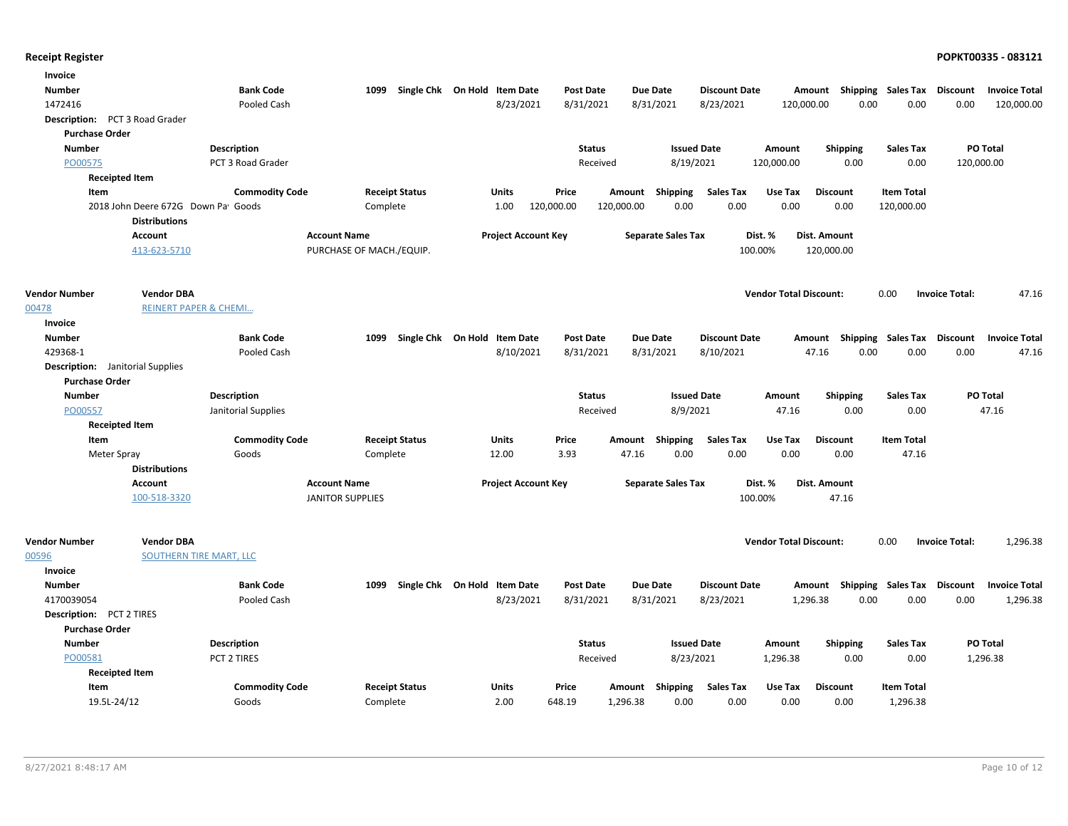**Receipt Register** **POPKT00335 - 083121**

**Invoice**

| Number | Bank Code | 1099 | Single Chk | On Hold | Item Date | Post Date | Due Date | Discount Date | Amount | Shipping | Sales Tax | Discount | Invoice Total |
|---|---|---|---|---|---|---|---|---|---|---|---|---|---|
| 1472416 | Pooled Cash | | | | 8/23/2021 | 8/31/2021 | 8/31/2021 | 8/23/2021 | 120,000.00 | 0.00 | 0.00 | 0.00 | 120,000.00 |

**Description:** PCT 3 Road Grader

**Purchase Order**

| Number | Description | Status | Issued Date | Amount | Shipping | Sales Tax | PO Total |
|---|---|---|---|---|---|---|---|
| PO00575 | PCT 3 Road Grader | Received | 8/19/2021 | 120,000.00 | 0.00 | 0.00 | 120,000.00 |

**Receipted Item**

| Item | Commodity Code | Receipt Status | Units | Price | Amount | Shipping | Sales Tax | Use Tax | Discount | Item Total |
|---|---|---|---|---|---|---|---|---|---|---|
| 2018 John Deere 672G Down Pa | Goods | Complete | 1.00 | 120,000.00 | 120,000.00 | 0.00 | 0.00 | 0.00 | 0.00 | 120,000.00 |

**Distributions**

| Account | Account Name | Project Account Key | Separate Sales Tax | Dist. % | Dist. Amount |
|---|---|---|---|---|---|
| 413-623-5710 | PURCHASE OF MACH./EQUIP. | | | 100.00% | 120,000.00 |

| Vendor Number | Vendor DBA | Vendor Total Discount: | 0.00 | Invoice Total: | 47.16 |
|---|---|---|---|---|---|
| 00478 | REINERT PAPER & CHEMI... | | | | |

**Invoice**

| Number | Bank Code | 1099 | Single Chk | On Hold | Item Date | Post Date | Due Date | Discount Date | Amount | Shipping | Sales Tax | Discount | Invoice Total |
|---|---|---|---|---|---|---|---|---|---|---|---|---|---|
| 429368-1 | Pooled Cash | | | | 8/10/2021 | 8/31/2021 | 8/31/2021 | 8/10/2021 | 47.16 | 0.00 | 0.00 | 0.00 | 47.16 |

**Description:** Janitorial Supplies

**Purchase Order**

| Number | Description | Status | Issued Date | Amount | Shipping | Sales Tax | PO Total |
|---|---|---|---|---|---|---|---|
| PO00557 | Janitorial Supplies | Received | 8/9/2021 | 47.16 | 0.00 | 0.00 | 47.16 |

**Receipted Item**

| Item | Commodity Code | Receipt Status | Units | Price | Amount | Shipping | Sales Tax | Use Tax | Discount | Item Total |
|---|---|---|---|---|---|---|---|---|---|---|
| Meter Spray | Goods | Complete | 12.00 | 3.93 | 47.16 | 0.00 | 0.00 | 0.00 | 0.00 | 47.16 |

**Distributions**

| Account | Account Name | Project Account Key | Separate Sales Tax | Dist. % | Dist. Amount |
|---|---|---|---|---|---|
| 100-518-3320 | JANITOR SUPPLIES | | | 100.00% | 47.16 |

| Vendor Number | Vendor DBA | Vendor Total Discount: | 0.00 | Invoice Total: | 1,296.38 |
|---|---|---|---|---|---|
| 00596 | SOUTHERN TIRE MART, LLC | | | | |

**Invoice**

| Number | Bank Code | 1099 | Single Chk | On Hold | Item Date | Post Date | Due Date | Discount Date | Amount | Shipping | Sales Tax | Discount | Invoice Total |
|---|---|---|---|---|---|---|---|---|---|---|---|---|---|
| 4170039054 | Pooled Cash | | | | 8/23/2021 | 8/31/2021 | 8/31/2021 | 8/23/2021 | 1,296.38 | 0.00 | 0.00 | 0.00 | 1,296.38 |

**Description:** PCT 2 TIRES

**Purchase Order**

| Number | Description | Status | Issued Date | Amount | Shipping | Sales Tax | PO Total |
|---|---|---|---|---|---|---|---|
| PO00581 | PCT 2 TIRES | Received | 8/23/2021 | 1,296.38 | 0.00 | 0.00 | 1,296.38 |

**Receipted Item**

| Item | Commodity Code | Receipt Status | Units | Price | Amount | Shipping | Sales Tax | Use Tax | Discount | Item Total |
|---|---|---|---|---|---|---|---|---|---|---|
| 19.5L-24/12 | Goods | Complete | 2.00 | 648.19 | 1,296.38 | 0.00 | 0.00 | 0.00 | 0.00 | 1,296.38 |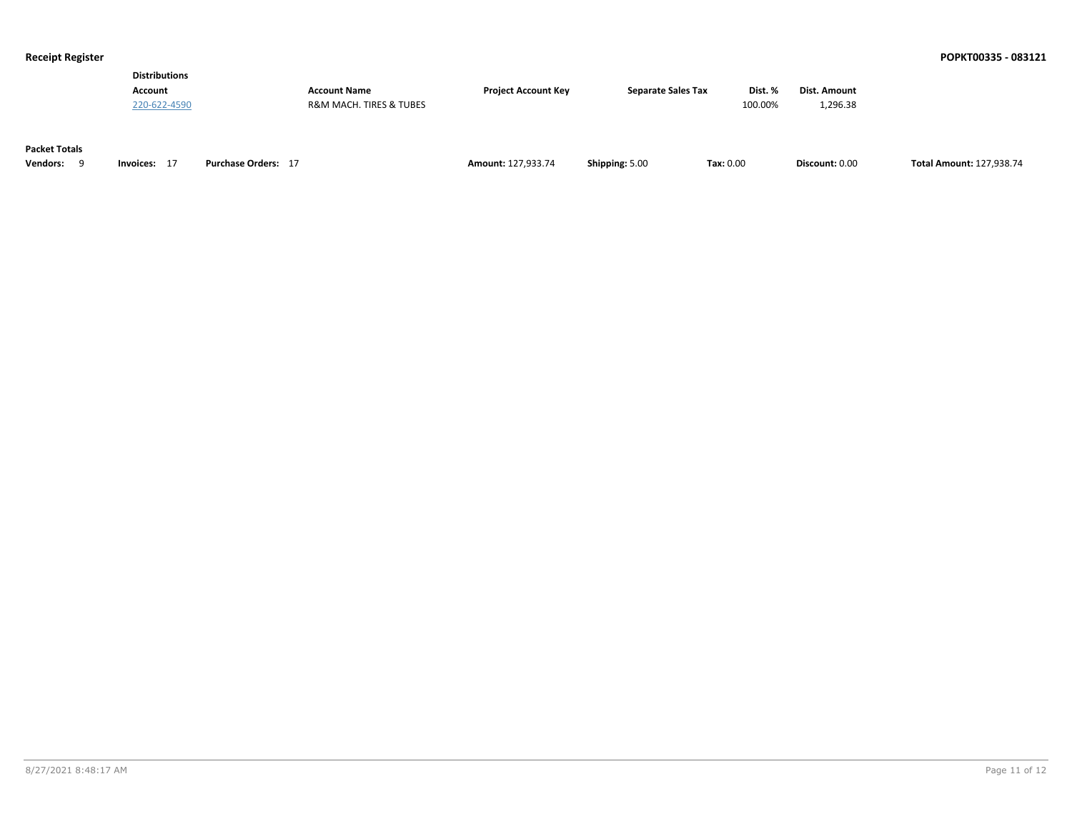**Distributions**

| Account | Account Name | Project Account Key | Separate Sales Tax | Dist. % | Dist. Amount |
|---|---|---|---|---|---|
| 220-622-4590 | R&M MACH. TIRES & TUBES | | | 100.00% | 1,296.38 |

**Packet Totals**

| Vendors: | Invoices: | Purchase Orders: | Amount: | Shipping: | Tax: | Discount: | Total Amount: |
|---|---|---|---|---|---|---|---|
| 9 | 17 | 17 | 127,933.74 | 5.00 | 0.00 | 0.00 | 127,938.74 |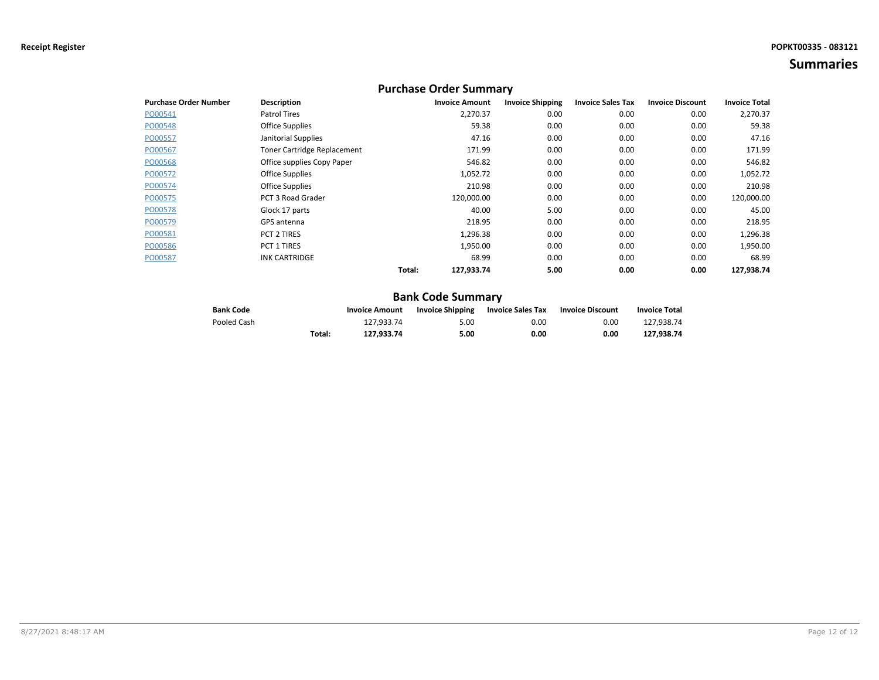Receipt Register

POPKT00335 - 083121

# Summaries

## Purchase Order Summary

| Purchase Order Number | Description | | Invoice Amount | Invoice Shipping | Invoice Sales Tax | Invoice Discount | Invoice Total |
|---|---|---|---|---|---|---|---|
| PO00541 | Patrol Tires | | 2,270.37 | 0.00 | 0.00 | 0.00 | 2,270.37 |
| PO00548 | Office Supplies | | 59.38 | 0.00 | 0.00 | 0.00 | 59.38 |
| PO00557 | Janitorial Supplies | | 47.16 | 0.00 | 0.00 | 0.00 | 47.16 |
| PO00567 | Toner Cartridge Replacement | | 171.99 | 0.00 | 0.00 | 0.00 | 171.99 |
| PO00568 | Office supplies Copy Paper | | 546.82 | 0.00 | 0.00 | 0.00 | 546.82 |
| PO00572 | Office Supplies | | 1,052.72 | 0.00 | 0.00 | 0.00 | 1,052.72 |
| PO00574 | Office Supplies | | 210.98 | 0.00 | 0.00 | 0.00 | 210.98 |
| PO00575 | PCT 3 Road Grader | | 120,000.00 | 0.00 | 0.00 | 0.00 | 120,000.00 |
| PO00578 | Glock 17 parts | | 40.00 | 5.00 | 0.00 | 0.00 | 45.00 |
| PO00579 | GPS antenna | | 218.95 | 0.00 | 0.00 | 0.00 | 218.95 |
| PO00581 | PCT 2 TIRES | | 1,296.38 | 0.00 | 0.00 | 0.00 | 1,296.38 |
| PO00586 | PCT 1 TIRES | | 1,950.00 | 0.00 | 0.00 | 0.00 | 1,950.00 |
| PO00587 | INK CARTRIDGE | | 68.99 | 0.00 | 0.00 | 0.00 | 68.99 |
| | | **Total:** | **127,933.74** | **5.00** | **0.00** | **0.00** | **127,938.74** |

## Bank Code Summary

| Bank Code | | Invoice Amount | Invoice Shipping | Invoice Sales Tax | Invoice Discount | Invoice Total |
|---|---|---|---|---|---|---|
| Pooled Cash | | 127,933.74 | 5.00 | 0.00 | 0.00 | 127,938.74 |
| | **Total:** | **127,933.74** | **5.00** | **0.00** | **0.00** | **127,938.74** |

8/27/2021 8:48:17 AM